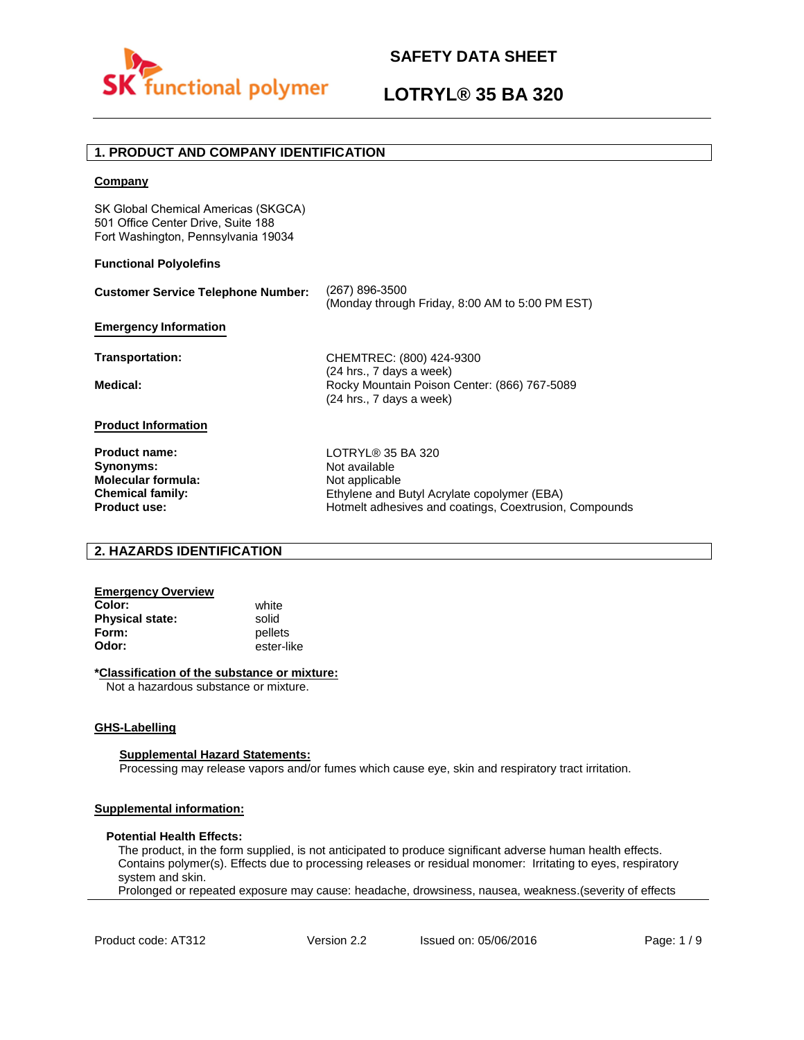# SAFETY DATA SHEET

# LOTRYL® 35 BA 320

## 1. PRODUCT AND COMPANY IDENTIFICATION

**Company**

SK Global Chemical Americas (SKGCA)
501 Office Center Drive, Suite 188
Fort Washington, Pennsylvania 19034

**Functional Polyolefins**

| | |
|---|---|
| **Customer Service Telephone Number:** | (267) 896-3500<br>(Monday through Friday, 8:00 AM to 5:00 PM EST) |

**Emergency Information**

| | |
|---|---|
| **Transportation:** | CHEMTREC: (800) 424-9300<br>(24 hrs., 7 days a week) |
| **Medical:** | Rocky Mountain Poison Center: (866) 767-5089<br>(24 hrs., 7 days a week) |

**Product Information**

| | |
|---|---|
| **Product name:** | LOTRYL® 35 BA 320 |
| **Synonyms:** | Not available |
| **Molecular formula:** | Not applicable |
| **Chemical family:** | Ethylene and Butyl Acrylate copolymer (EBA) |
| **Product use:** | Hotmelt adhesives and coatings, Coextrusion, Compounds |

## 2. HAZARDS IDENTIFICATION

**Emergency Overview**

| | |
|---|---|
| **Color:** | white |
| **Physical state:** | solid |
| **Form:** | pellets |
| **Odor:** | ester-like |

***Classification of the substance or mixture:**

Not a hazardous substance or mixture.

**GHS-Labelling**

**Supplemental Hazard Statements:**

Processing may release vapors and/or fumes which cause eye, skin and respiratory tract irritation.

**Supplemental information:**

**Potential Health Effects:**

The product, in the form supplied, is not anticipated to produce significant adverse human health effects. Contains polymer(s). Effects due to processing releases or residual monomer: Irritating to eyes, respiratory system and skin.
Prolonged or repeated exposure may cause: headache, drowsiness, nausea, weakness.(severity of effects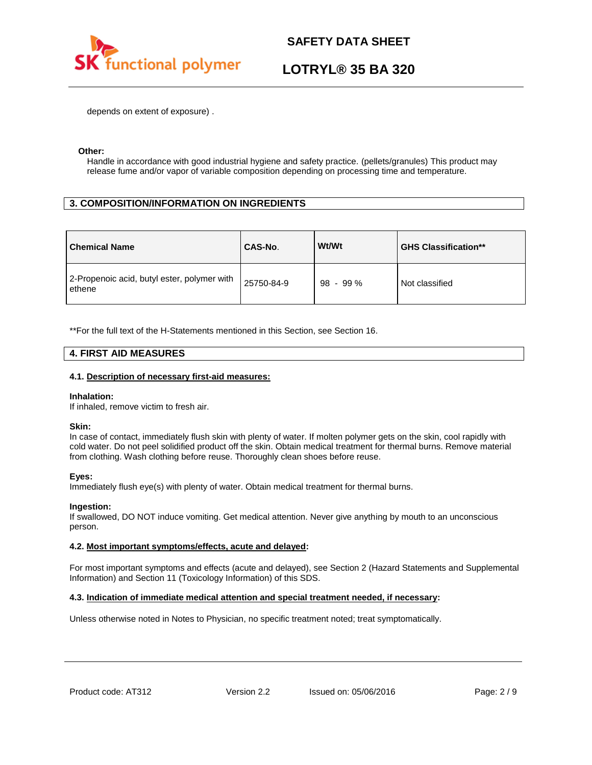depends on extent of exposure) .

**Other:**

Handle in accordance with good industrial hygiene and safety practice. (pellets/granules) This product may release fume and/or vapor of variable composition depending on processing time and temperature.

## 3. COMPOSITION/INFORMATION ON INGREDIENTS

| Chemical Name | CAS-No. | Wt/Wt | GHS Classification** |
|---|---|---|---|
| 2-Propenoic acid, butyl ester, polymer with ethene | 25750-84-9 | 98 - 99 % | Not classified |

**For the full text of the H-Statements mentioned in this Section, see Section 16.

## 4. FIRST AID MEASURES

### 4.1. Description of necessary first-aid measures:

**Inhalation:**

If inhaled, remove victim to fresh air.

**Skin:**

In case of contact, immediately flush skin with plenty of water. If molten polymer gets on the skin, cool rapidly with cold water. Do not peel solidified product off the skin. Obtain medical treatment for thermal burns. Remove material from clothing. Wash clothing before reuse. Thoroughly clean shoes before reuse.

**Eyes:**

Immediately flush eye(s) with plenty of water. Obtain medical treatment for thermal burns.

**Ingestion:**

If swallowed, DO NOT induce vomiting. Get medical attention. Never give anything by mouth to an unconscious person.

### 4.2. Most important symptoms/effects, acute and delayed:

For most important symptoms and effects (acute and delayed), see Section 2 (Hazard Statements and Supplemental Information) and Section 11 (Toxicology Information) of this SDS.

### 4.3. Indication of immediate medical attention and special treatment needed, if necessary:

Unless otherwise noted in Notes to Physician, no specific treatment noted; treat symptomatically.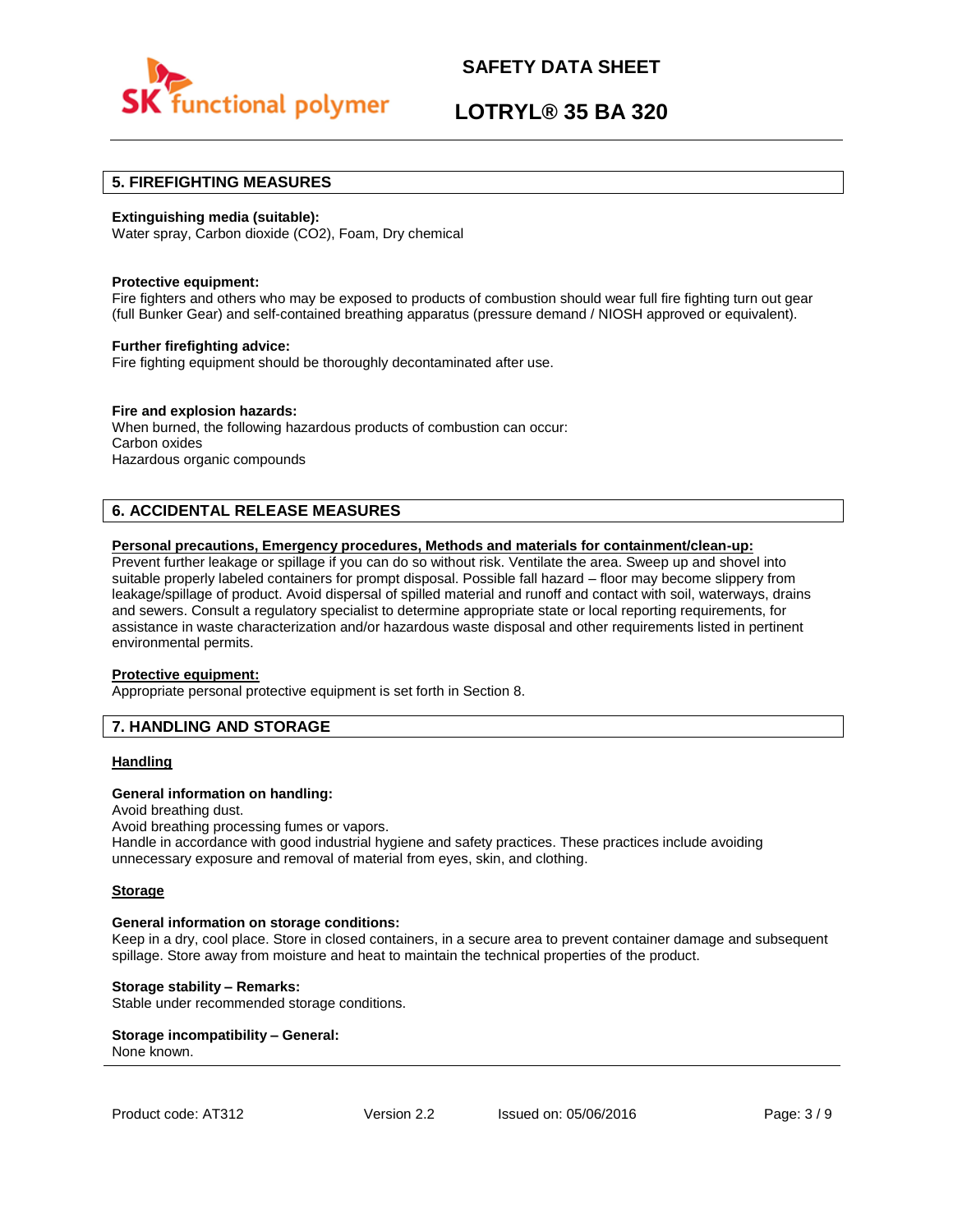## 5. FIREFIGHTING MEASURES

**Extinguishing media (suitable):**
Water spray, Carbon dioxide ($CO_2$), Foam, Dry chemical

**Protective equipment:**
Fire fighters and others who may be exposed to products of combustion should wear full fire fighting turn out gear (full Bunker Gear) and self-contained breathing apparatus (pressure demand / NIOSH approved or equivalent).

**Further firefighting advice:**
Fire fighting equipment should be thoroughly decontaminated after use.

**Fire and explosion hazards:**
When burned, the following hazardous products of combustion can occur:
Carbon oxides
Hazardous organic compounds

## 6. ACCIDENTAL RELEASE MEASURES

**Personal precautions, Emergency procedures, Methods and materials for containment/clean-up:**
Prevent further leakage or spillage if you can do so without risk. Ventilate the area. Sweep up and shovel into suitable properly labeled containers for prompt disposal. Possible fall hazard – floor may become slippery from leakage/spillage of product. Avoid dispersal of spilled material and runoff and contact with soil, waterways, drains and sewers. Consult a regulatory specialist to determine appropriate state or local reporting requirements, for assistance in waste characterization and/or hazardous waste disposal and other requirements listed in pertinent environmental permits.

**Protective equipment:**
Appropriate personal protective equipment is set forth in Section 8.

## 7. HANDLING AND STORAGE

**Handling**

**General information on handling:**
Avoid breathing dust.
Avoid breathing processing fumes or vapors.
Handle in accordance with good industrial hygiene and safety practices. These practices include avoiding unnecessary exposure and removal of material from eyes, skin, and clothing.

**Storage**

**General information on storage conditions:**
Keep in a dry, cool place. Store in closed containers, in a secure area to prevent container damage and subsequent spillage. Store away from moisture and heat to maintain the technical properties of the product.

**Storage stability – Remarks:**
Stable under recommended storage conditions.

**Storage incompatibility – General:**
None known.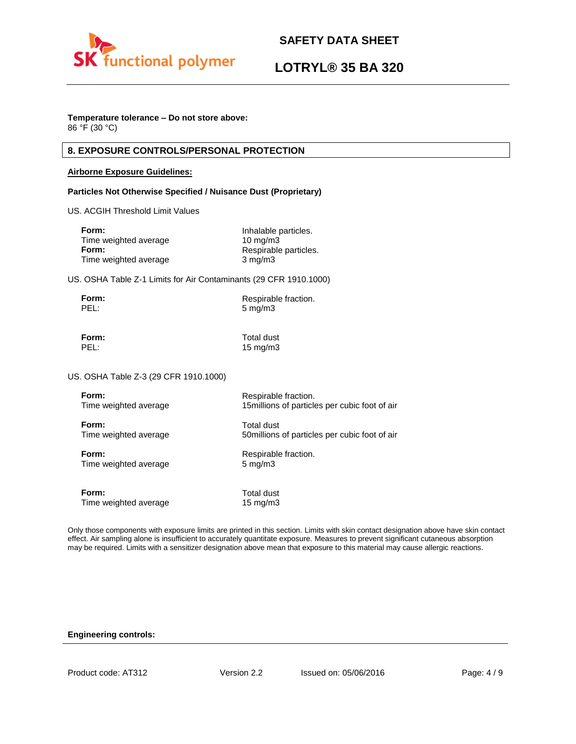**Temperature tolerance – Do not store above:**
86 °F (30 °C)

## 8. EXPOSURE CONTROLS/PERSONAL PROTECTION

**Airborne Exposure Guidelines:**

**Particles Not Otherwise Specified / Nuisance Dust (Proprietary)**

US. ACGIH Threshold Limit Values

| | |
|---|---|
| **Form:** | Inhalable particles. |
| Time weighted average | 10 mg/m3 |
| **Form:** | Respirable particles. |
| Time weighted average | 3 mg/m3 |

US. OSHA Table Z-1 Limits for Air Contaminants (29 CFR 1910.1000)

| | |
|---|---|
| **Form:** | Respirable fraction. |
| PEL: | 5 mg/m3 |
| **Form:** | Total dust |
| PEL: | 15 mg/m3 |

US. OSHA Table Z-3 (29 CFR 1910.1000)

| | |
|---|---|
| **Form:** | Respirable fraction. |
| Time weighted average | 15millions of particles per cubic foot of air |
| **Form:** | Total dust |
| Time weighted average | 50millions of particles per cubic foot of air |
| **Form:** | Respirable fraction. |
| Time weighted average | 5 mg/m3 |
| **Form:** | Total dust |
| Time weighted average | 15 mg/m3 |

Only those components with exposure limits are printed in this section. Limits with skin contact designation above have skin contact effect. Air sampling alone is insufficient to accurately quantitate exposure. Measures to prevent significant cutaneous absorption may be required. Limits with a sensitizer designation above mean that exposure to this material may cause allergic reactions.

**Engineering controls:**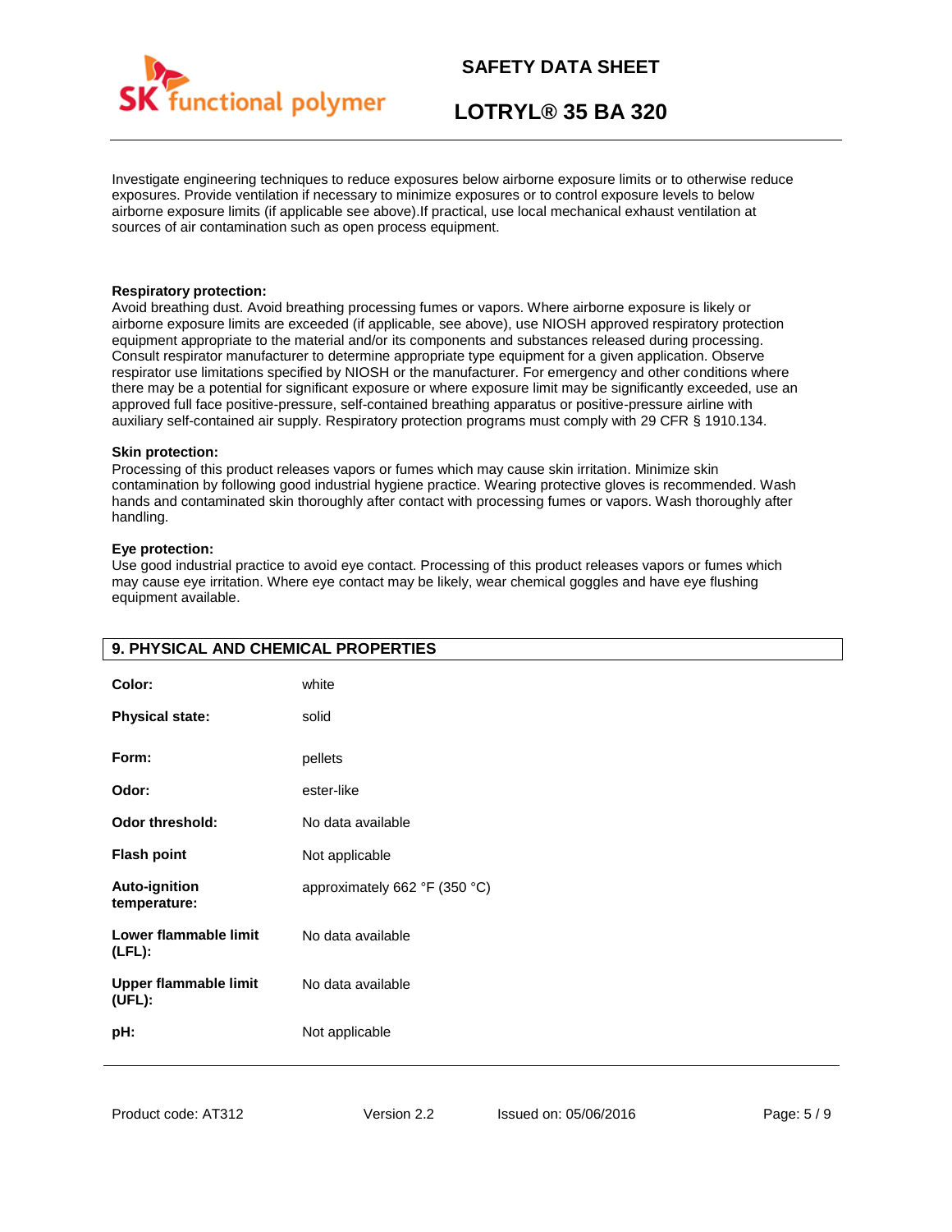Investigate engineering techniques to reduce exposures below airborne exposure limits or to otherwise reduce exposures. Provide ventilation if necessary to minimize exposures or to control exposure levels to below airborne exposure limits (if applicable see above).If practical, use local mechanical exhaust ventilation at sources of air contamination such as open process equipment.

**Respiratory protection:**
Avoid breathing dust. Avoid breathing processing fumes or vapors. Where airborne exposure is likely or airborne exposure limits are exceeded (if applicable, see above), use NIOSH approved respiratory protection equipment appropriate to the material and/or its components and substances released during processing. Consult respirator manufacturer to determine appropriate type equipment for a given application. Observe respirator use limitations specified by NIOSH or the manufacturer. For emergency and other conditions where there may be a potential for significant exposure or where exposure limit may be significantly exceeded, use an approved full face positive-pressure, self-contained breathing apparatus or positive-pressure airline with auxiliary self-contained air supply. Respiratory protection programs must comply with 29 CFR § 1910.134.

**Skin protection:**
Processing of this product releases vapors or fumes which may cause skin irritation. Minimize skin contamination by following good industrial hygiene practice. Wearing protective gloves is recommended. Wash hands and contaminated skin thoroughly after contact with processing fumes or vapors. Wash thoroughly after handling.

**Eye protection:**
Use good industrial practice to avoid eye contact. Processing of this product releases vapors or fumes which may cause eye irritation. Where eye contact may be likely, wear chemical goggles and have eye flushing equipment available.

## 9. PHYSICAL AND CHEMICAL PROPERTIES

| | |
|---|---|
| **Color:** | white |
| **Physical state:** | solid |
| **Form:** | pellets |
| **Odor:** | ester-like |
| **Odor threshold:** | No data available |
| **Flash point** | Not applicable |
| **Auto-ignition temperature:** | approximately 662 °F (350 °C) |
| **Lower flammable limit (LFL):** | No data available |
| **Upper flammable limit (UFL):** | No data available |
| **pH:** | Not applicable |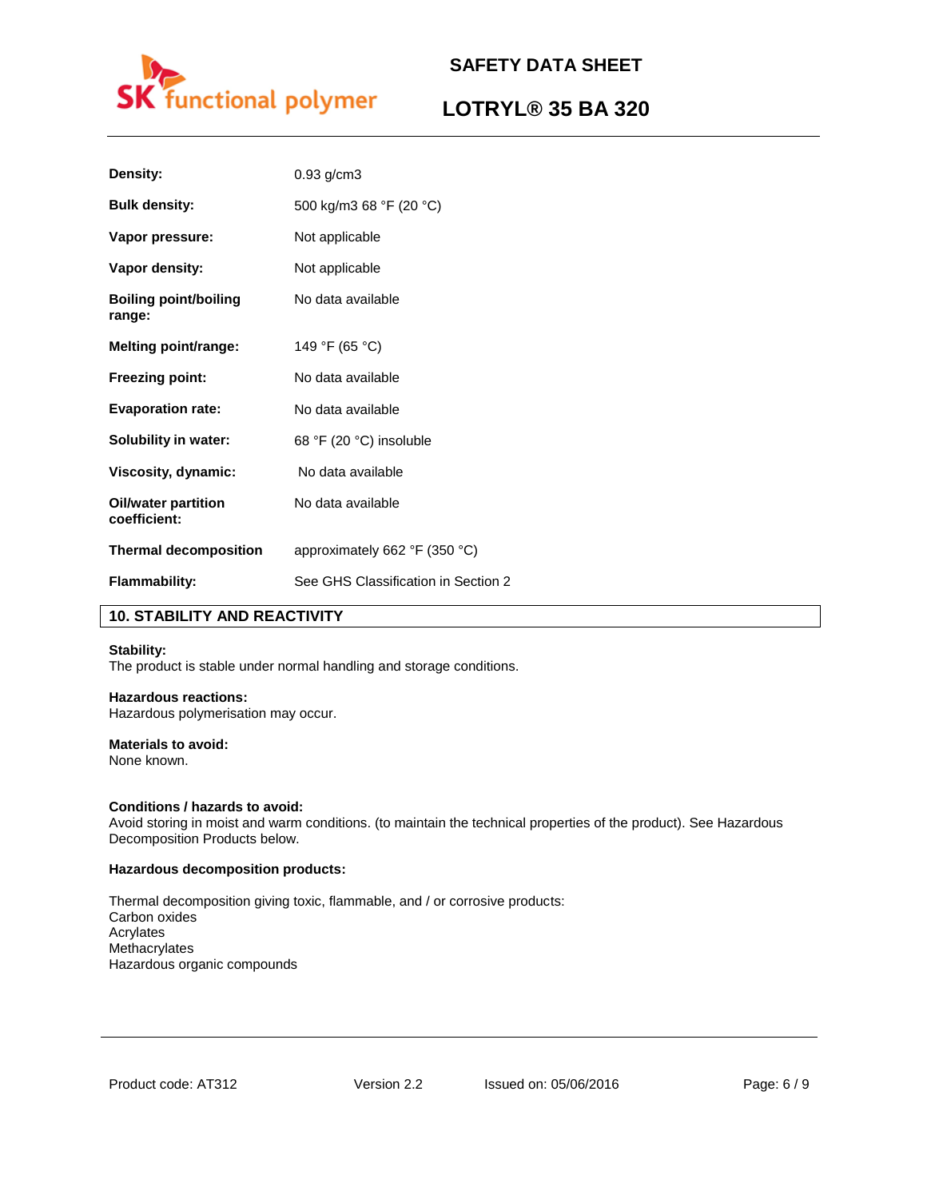| | |
|---|---|
| **Density:** | 0.93 g/cm3 |
| **Bulk density:** | 500 kg/m3 68 °F (20 °C) |
| **Vapor pressure:** | Not applicable |
| **Vapor density:** | Not applicable |
| **Boiling point/boiling range:** | No data available |
| **Melting point/range:** | 149 °F (65 °C) |
| **Freezing point:** | No data available |
| **Evaporation rate:** | No data available |
| **Solubility in water:** | 68 °F (20 °C) insoluble |
| **Viscosity, dynamic:** | No data available |
| **Oil/water partition coefficient:** | No data available |
| **Thermal decomposition** | approximately 662 °F (350 °C) |
| **Flammability:** | See GHS Classification in Section 2 |

## 10. STABILITY AND REACTIVITY

**Stability:**
The product is stable under normal handling and storage conditions.

**Hazardous reactions:**
Hazardous polymerisation may occur.

**Materials to avoid:**
None known.

**Conditions / hazards to avoid:**
Avoid storing in moist and warm conditions. (to maintain the technical properties of the product). See Hazardous Decomposition Products below.

**Hazardous decomposition products:**

Thermal decomposition giving toxic, flammable, and / or corrosive products:
Carbon oxides
Acrylates
Methacrylates
Hazardous organic compounds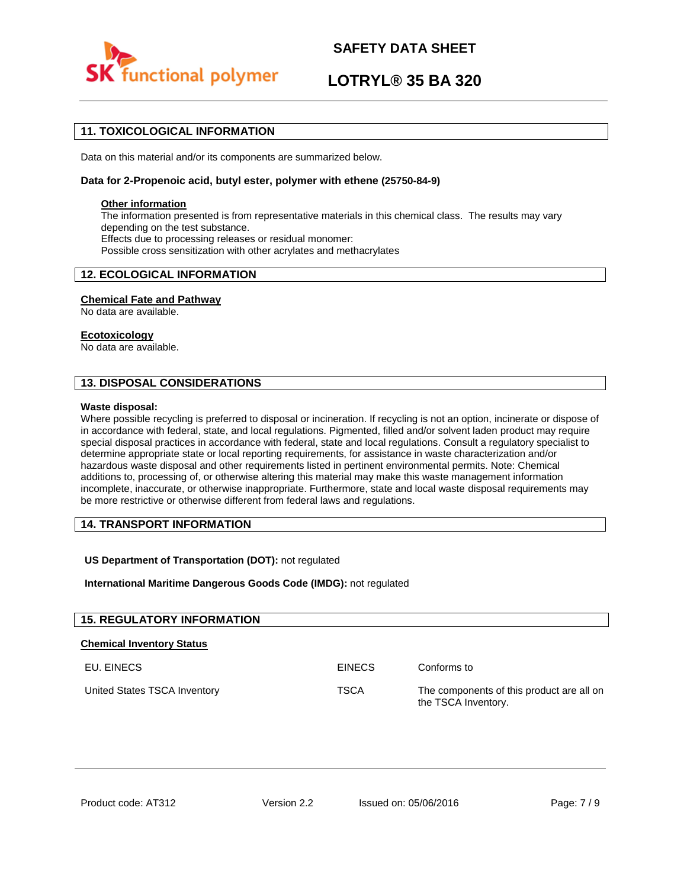## 11. TOXICOLOGICAL INFORMATION

Data on this material and/or its components are summarized below.

**Data for 2-Propenoic acid, butyl ester, polymer with ethene (25750-84-9)**

**Other information**
The information presented is from representative materials in this chemical class. The results may vary depending on the test substance.
Effects due to processing releases or residual monomer:
Possible cross sensitization with other acrylates and methacrylates

## 12. ECOLOGICAL INFORMATION

**Chemical Fate and Pathway**
No data are available.

**Ecotoxicology**
No data are available.

## 13. DISPOSAL CONSIDERATIONS

**Waste disposal:**
Where possible recycling is preferred to disposal or incineration. If recycling is not an option, incinerate or dispose of in accordance with federal, state, and local regulations. Pigmented, filled and/or solvent laden product may require special disposal practices in accordance with federal, state and local regulations. Consult a regulatory specialist to determine appropriate state or local reporting requirements, for assistance in waste characterization and/or hazardous waste disposal and other requirements listed in pertinent environmental permits. Note: Chemical additions to, processing of, or otherwise altering this material may make this waste management information incomplete, inaccurate, or otherwise inappropriate. Furthermore, state and local waste disposal requirements may be more restrictive or otherwise different from federal laws and regulations.

## 14. TRANSPORT INFORMATION

**US Department of Transportation (DOT):** not regulated

**International Maritime Dangerous Goods Code (IMDG):** not regulated

## 15. REGULATORY INFORMATION

**Chemical Inventory Status**

| | | |
|---|---|---|
| EU. EINECS | EINECS | Conforms to |
| United States TSCA Inventory | TSCA | The components of this product are all on the TSCA Inventory. |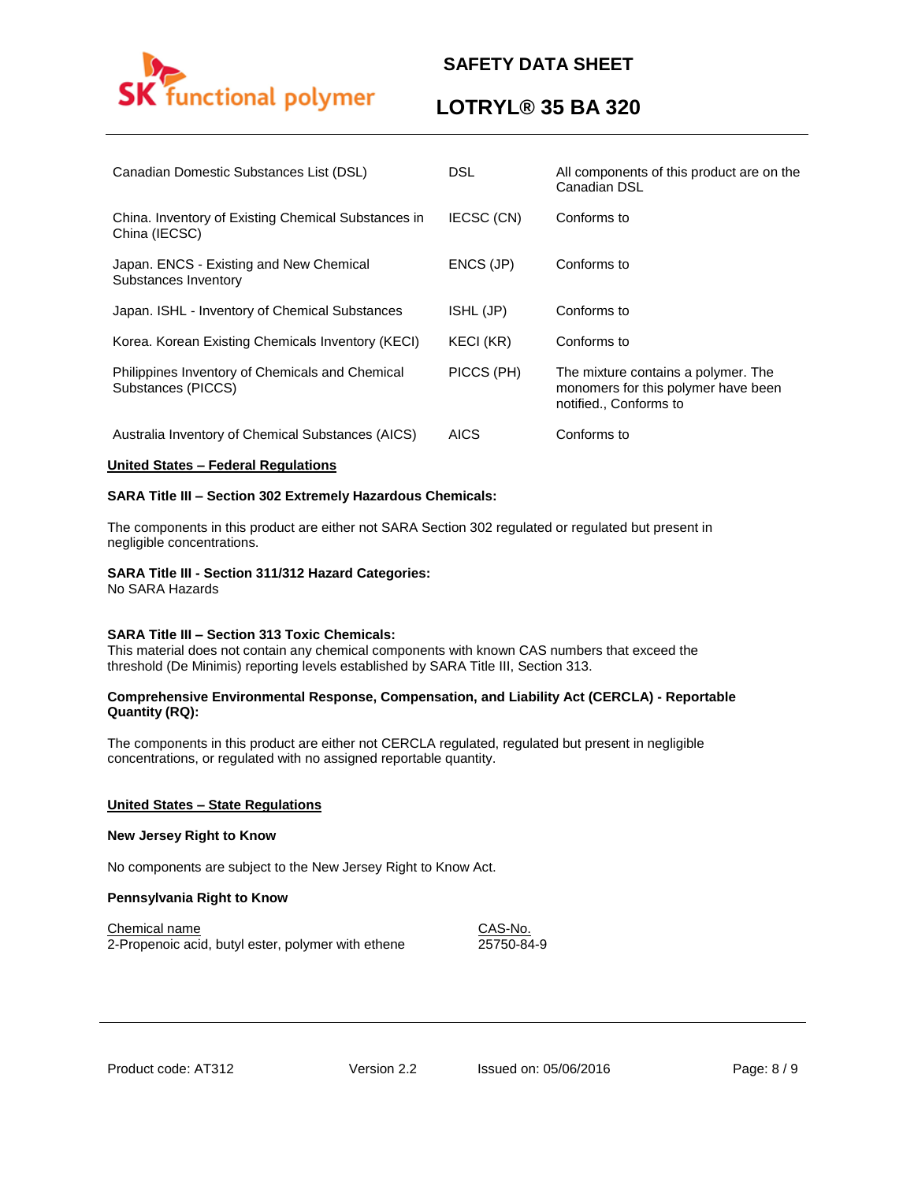| | | |
|---|---|---|
| Canadian Domestic Substances List (DSL) | DSL | All components of this product are on the Canadian DSL |
| China. Inventory of Existing Chemical Substances in China (IECSC) | IECSC (CN) | Conforms to |
| Japan. ENCS - Existing and New Chemical Substances Inventory | ENCS (JP) | Conforms to |
| Japan. ISHL - Inventory of Chemical Substances | ISHL (JP) | Conforms to |
| Korea. Korean Existing Chemicals Inventory (KECI) | KECI (KR) | Conforms to |
| Philippines Inventory of Chemicals and Chemical Substances (PICCS) | PICCS (PH) | The mixture contains a polymer. The monomers for this polymer have been notified., Conforms to |
| Australia Inventory of Chemical Substances (AICS) | AICS | Conforms to |

**United States – Federal Regulations**

**SARA Title III – Section 302 Extremely Hazardous Chemicals:**

The components in this product are either not SARA Section 302 regulated or regulated but present in negligible concentrations.

**SARA Title III - Section 311/312 Hazard Categories:**
No SARA Hazards

**SARA Title III – Section 313 Toxic Chemicals:**
This material does not contain any chemical components with known CAS numbers that exceed the threshold (De Minimis) reporting levels established by SARA Title III, Section 313.

**Comprehensive Environmental Response, Compensation, and Liability Act (CERCLA) - Reportable Quantity (RQ):**

The components in this product are either not CERCLA regulated, regulated but present in negligible concentrations, or regulated with no assigned reportable quantity.

**United States – State Regulations**

**New Jersey Right to Know**

No components are subject to the New Jersey Right to Know Act.

**Pennsylvania Right to Know**

| Chemical name | CAS-No. |
|---|---|
| 2-Propenoic acid, butyl ester, polymer with ethene | 25750-84-9 |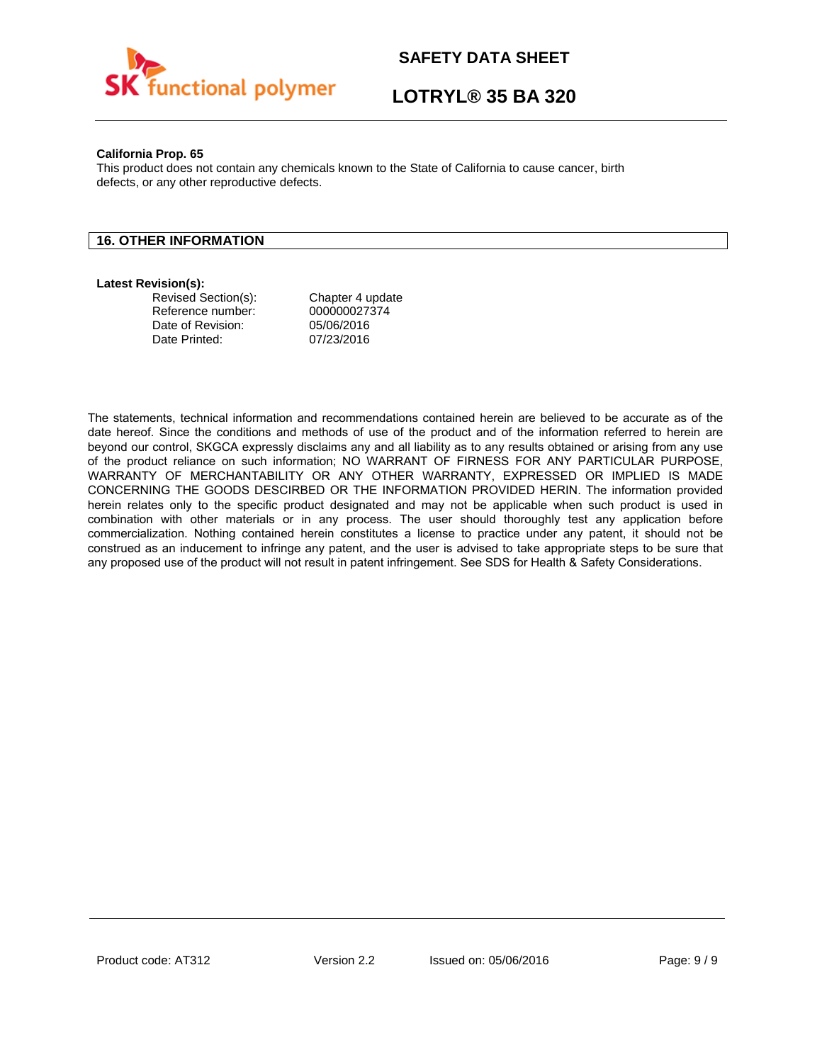**California Prop. 65**

This product does not contain any chemicals known to the State of California to cause cancer, birth defects, or any other reproductive defects.

## 16. OTHER INFORMATION

**Latest Revision(s):**

| | |
|---|---|
| Revised Section(s): | Chapter 4 update |
| Reference number: | 000000027374 |
| Date of Revision: | 05/06/2016 |
| Date Printed: | 07/23/2016 |

The statements, technical information and recommendations contained herein are believed to be accurate as of the date hereof. Since the conditions and methods of use of the product and of the information referred to herein are beyond our control, SKGCA expressly disclaims any and all liability as to any results obtained or arising from any use of the product reliance on such information; NO WARRANT OF FIRNESS FOR ANY PARTICULAR PURPOSE, WARRANTY OF MERCHANTABILITY OR ANY OTHER WARRANTY, EXPRESSED OR IMPLIED IS MADE CONCERNING THE GOODS DESCRIBED OR THE INFORMATION PROVIDED HERIN. The information provided herein relates only to the specific product designated and may not be applicable when such product is used in combination with other materials or in any process. The user should thoroughly test any application before commercialization. Nothing contained herein constitutes a license to practice under any patent, it should not be construed as an inducement to infringe any patent, and the user is advised to take appropriate steps to be sure that any proposed use of the product will not result in patent infringement. See SDS for Health & Safety Considerations.